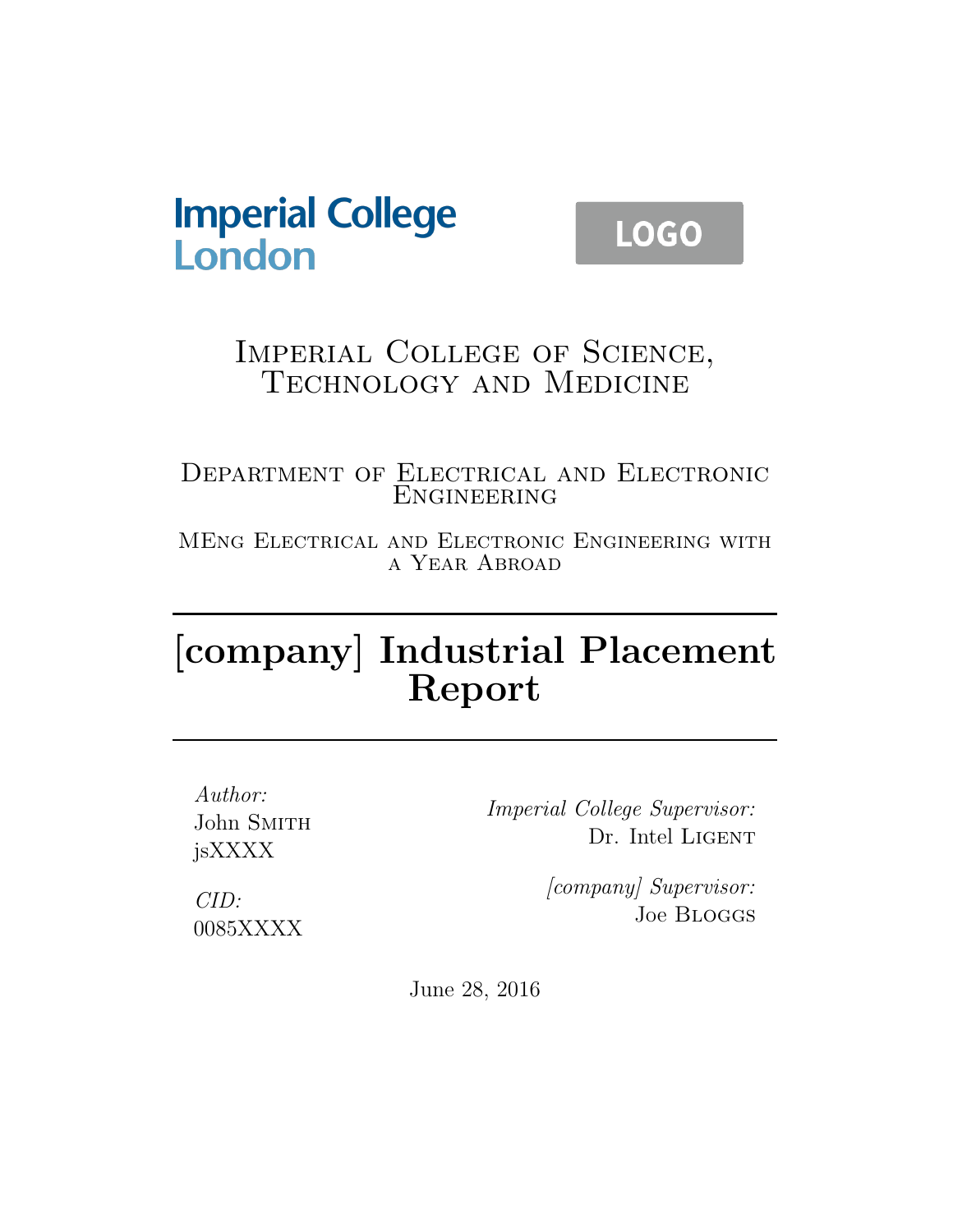Imperial College London

LOGO

Imperial College of Science, Technology and Medicine

Department of Electrical and Electronic Engineering

MEng Electrical and Electronic Engineering with a Year Abroad

# [company] Industrial Placement Report

*Author:*
John Smith
jsXXXX

*CID:*
0085XXXX

*Imperial College Supervisor:*
Dr. Intel Ligent

*[company] Supervisor:*
Joe Bloggs

June 28, 2016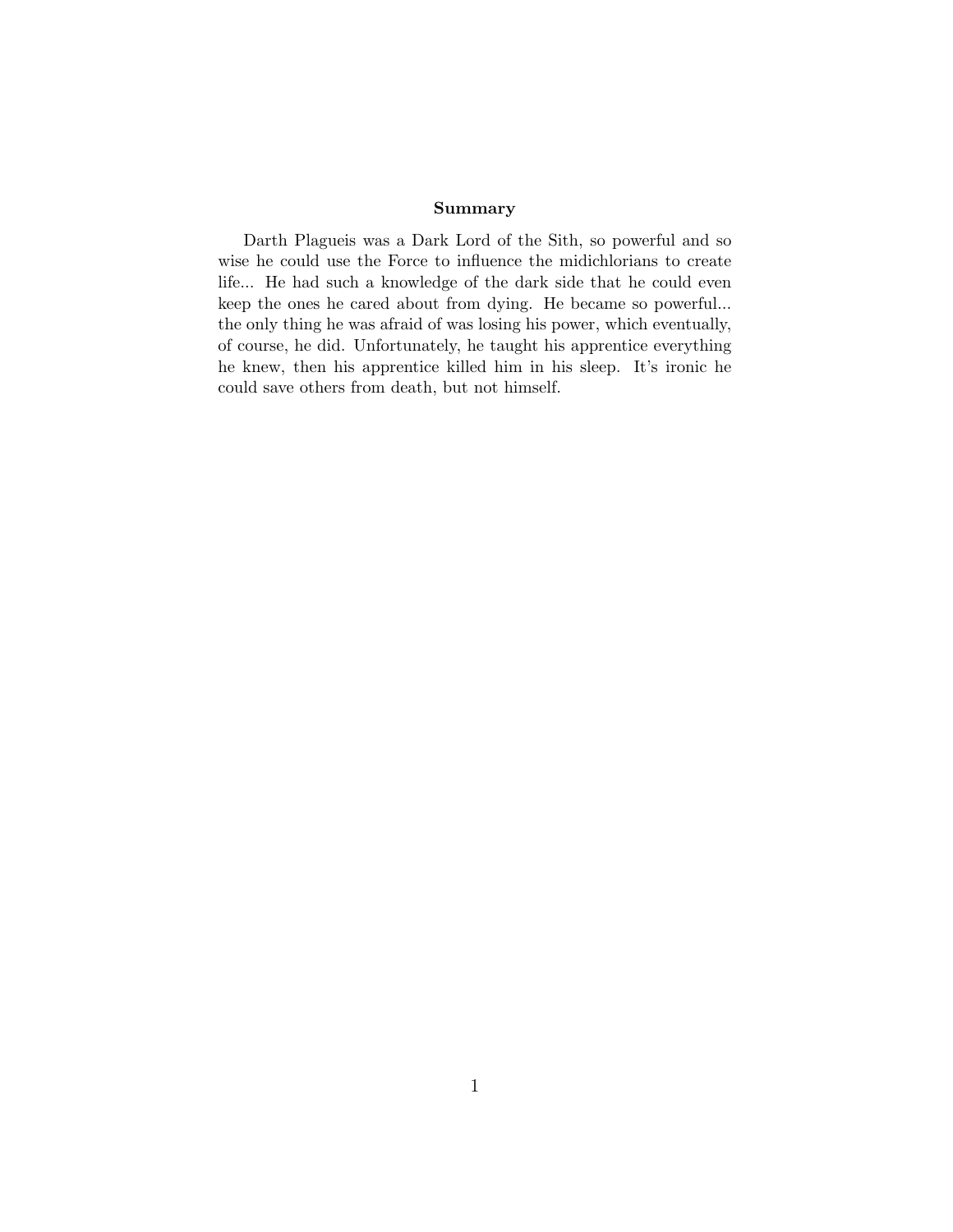**Summary**

Darth Plagueis was a Dark Lord of the Sith, so powerful and so wise he could use the Force to influence the midichlorians to create life... He had such a knowledge of the dark side that he could even keep the ones he cared about from dying. He became so powerful... the only thing he was afraid of was losing his power, which eventually, of course, he did. Unfortunately, he taught his apprentice everything he knew, then his apprentice killed him in his sleep. It's ironic he could save others from death, but not himself.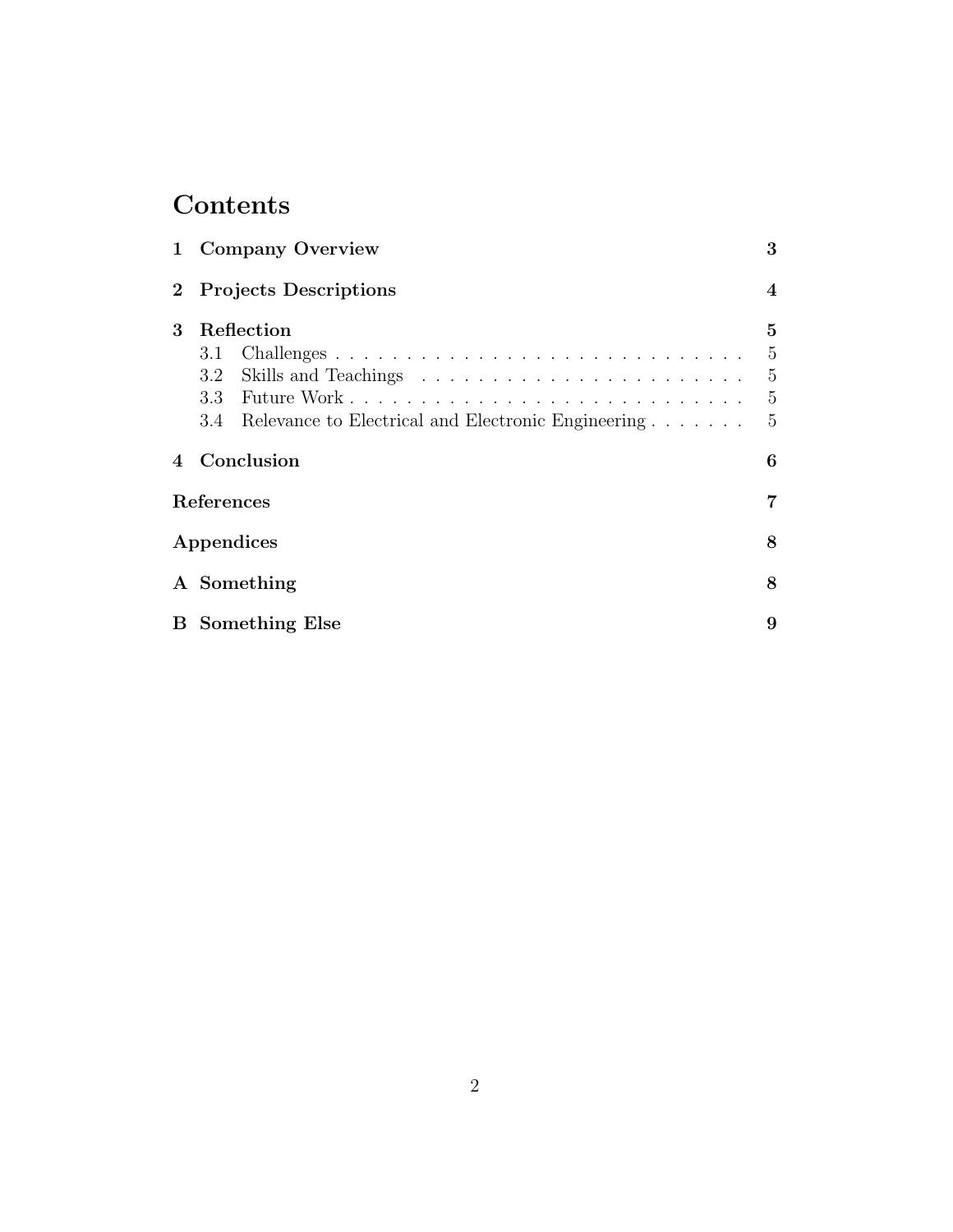# Contents

**1 Company Overview** **3**

**2 Projects Descriptions** **4**

**3 Reflection** **5**

- 3.1 Challenges . . . . . . . . . . . . . . . . . . . . . . . . . . . . . 5
- 3.2 Skills and Teachings . . . . . . . . . . . . . . . . . . . . . . . . 5
- 3.3 Future Work . . . . . . . . . . . . . . . . . . . . . . . . . . . . 5
- 3.4 Relevance to Electrical and Electronic Engineering . . . . . . . 5

**4 Conclusion** **6**

**References** **7**

**Appendices** **8**

**A Something** **8**

**B Something Else** **9**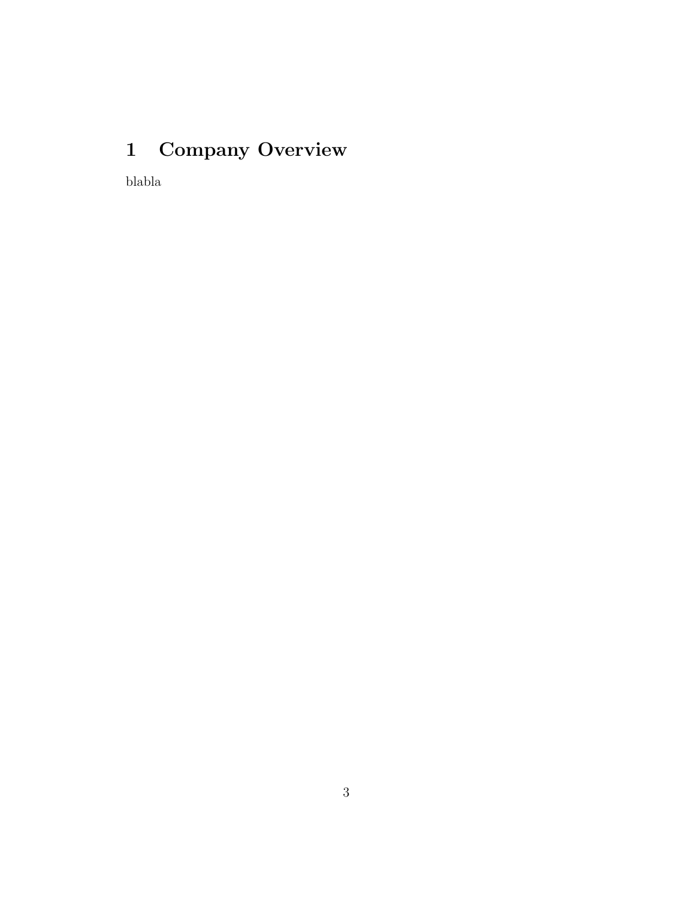# 1 Company Overview

blabla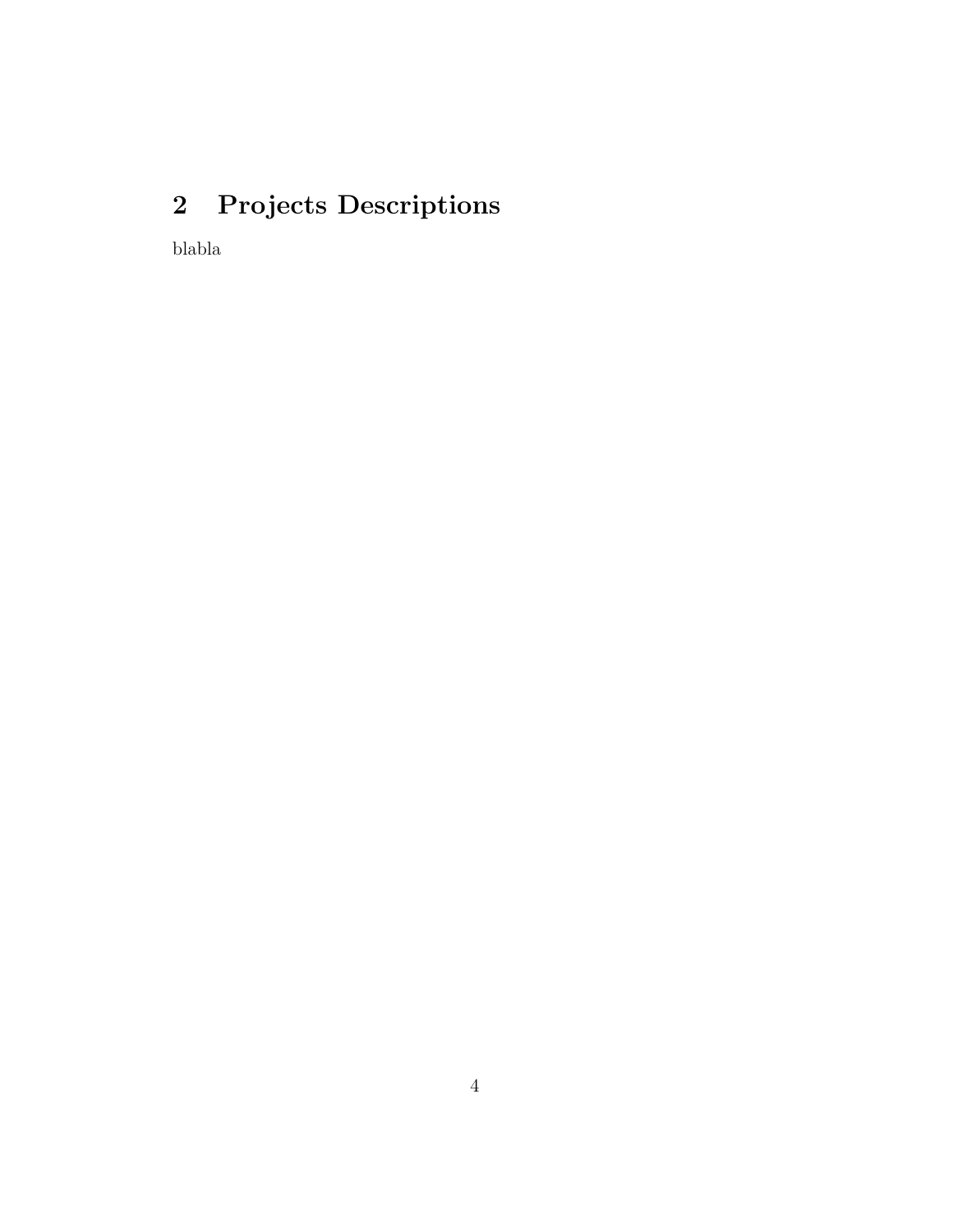## 2 Projects Descriptions

blabla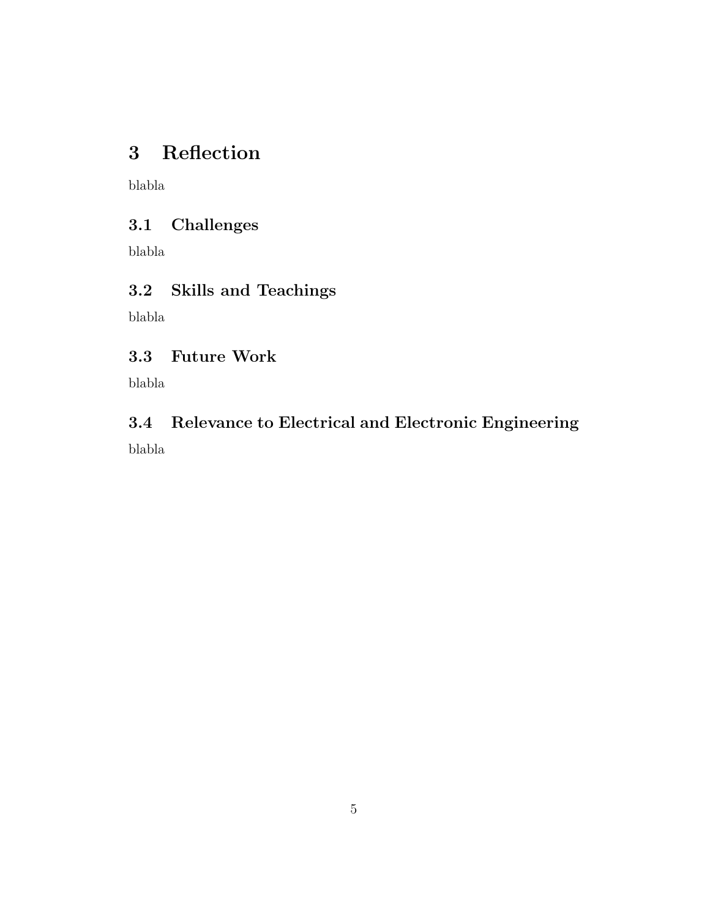# 3 Reflection

blabla

## 3.1 Challenges

blabla

## 3.2 Skills and Teachings

blabla

## 3.3 Future Work

blabla

## 3.4 Relevance to Electrical and Electronic Engineering

blabla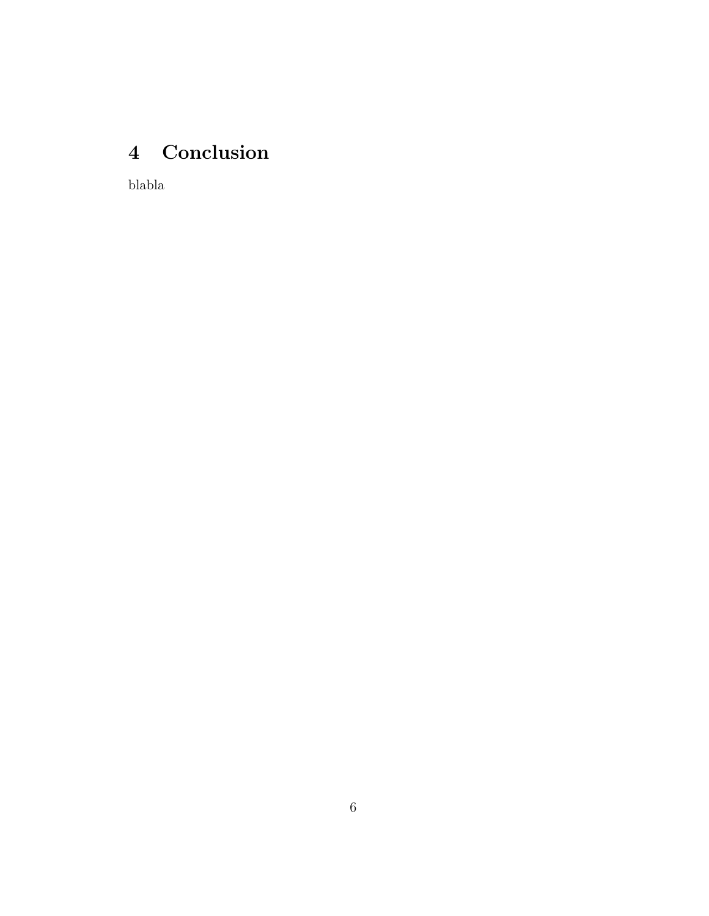## 4 Conclusion

blabla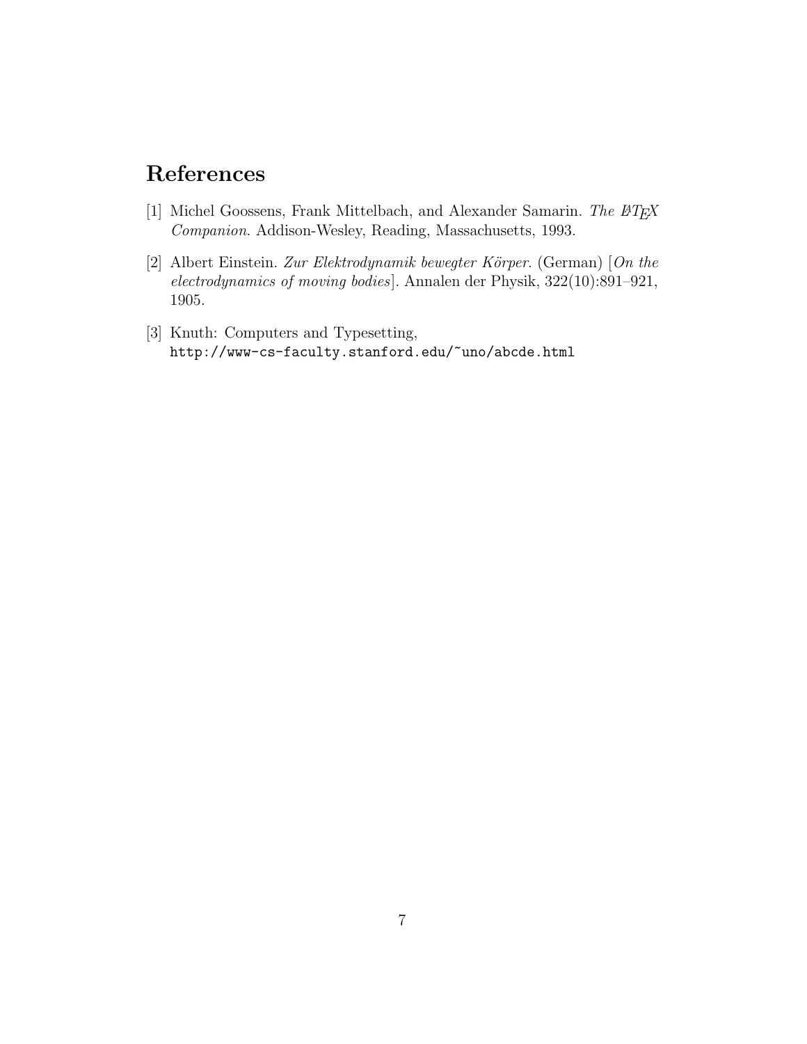# References

[1] Michel Goossens, Frank Mittelbach, and Alexander Samarin. *The LaTeX Companion*. Addison-Wesley, Reading, Massachusetts, 1993.

[2] Albert Einstein. *Zur Elektrodynamik bewegter Körper*. (German) [*On the electrodynamics of moving bodies*]. Annalen der Physik, 322(10):891–921, 1905.

[3] Knuth: Computers and Typesetting, `http://www-cs-faculty.stanford.edu/~uno/abcde.html`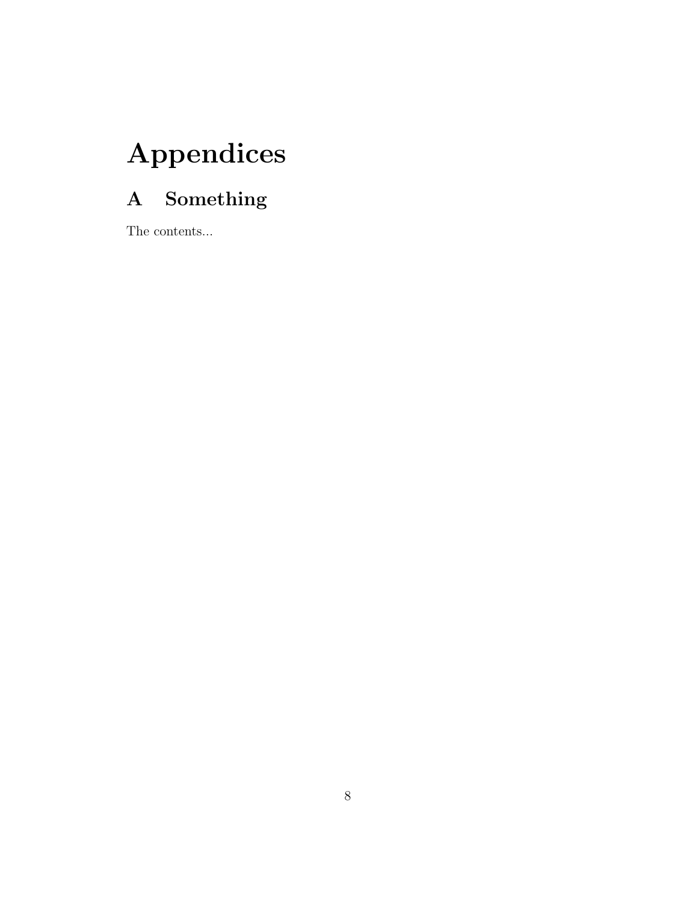# Appendices

## A Something

The contents...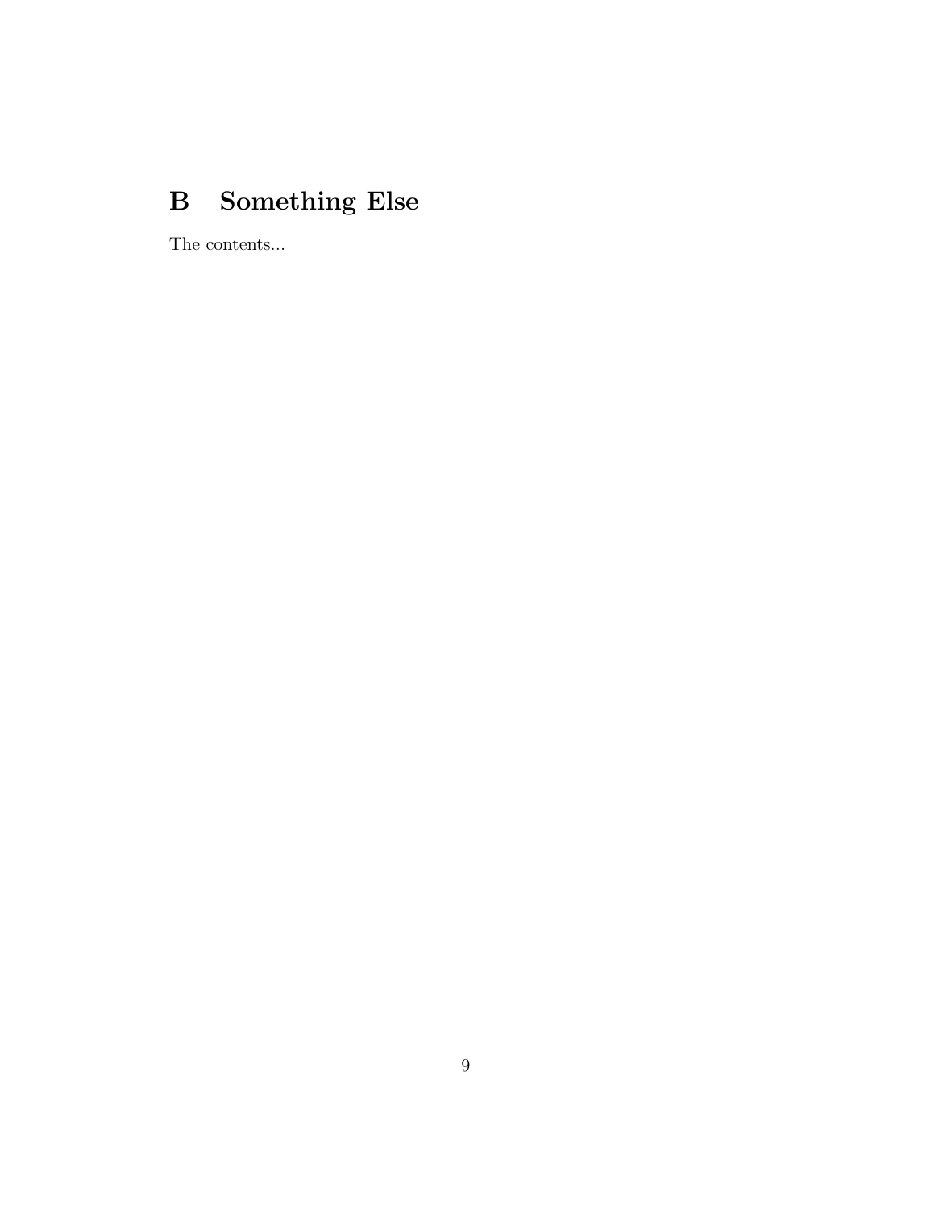## B Something Else

The contents...